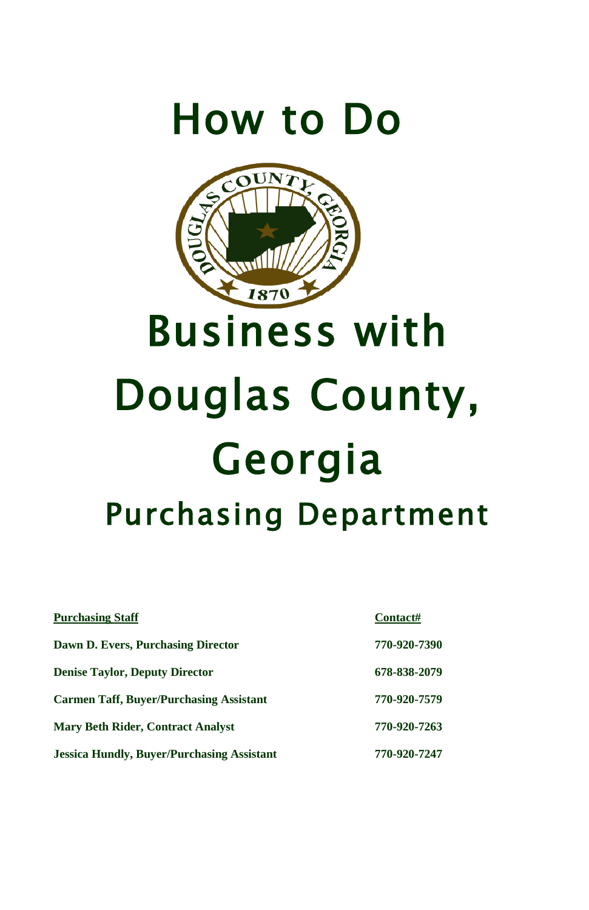# How to Do Business with Douglas County, Georgia

## Purchasing Department

| Purchasing Staff | Contact# |
| --- | --- |
| **Dawn D. Evers, Purchasing Director** | **770-920-7390** |
| **Denise Taylor, Deputy Director** | **678-838-2079** |
| **Carmen Taff, Buyer/Purchasing Assistant** | **770-920-7579** |
| **Mary Beth Rider, Contract Analyst** | **770-920-7263** |
| **Jessica Hundly, Buyer/Purchasing Assistant** | **770-920-7247** |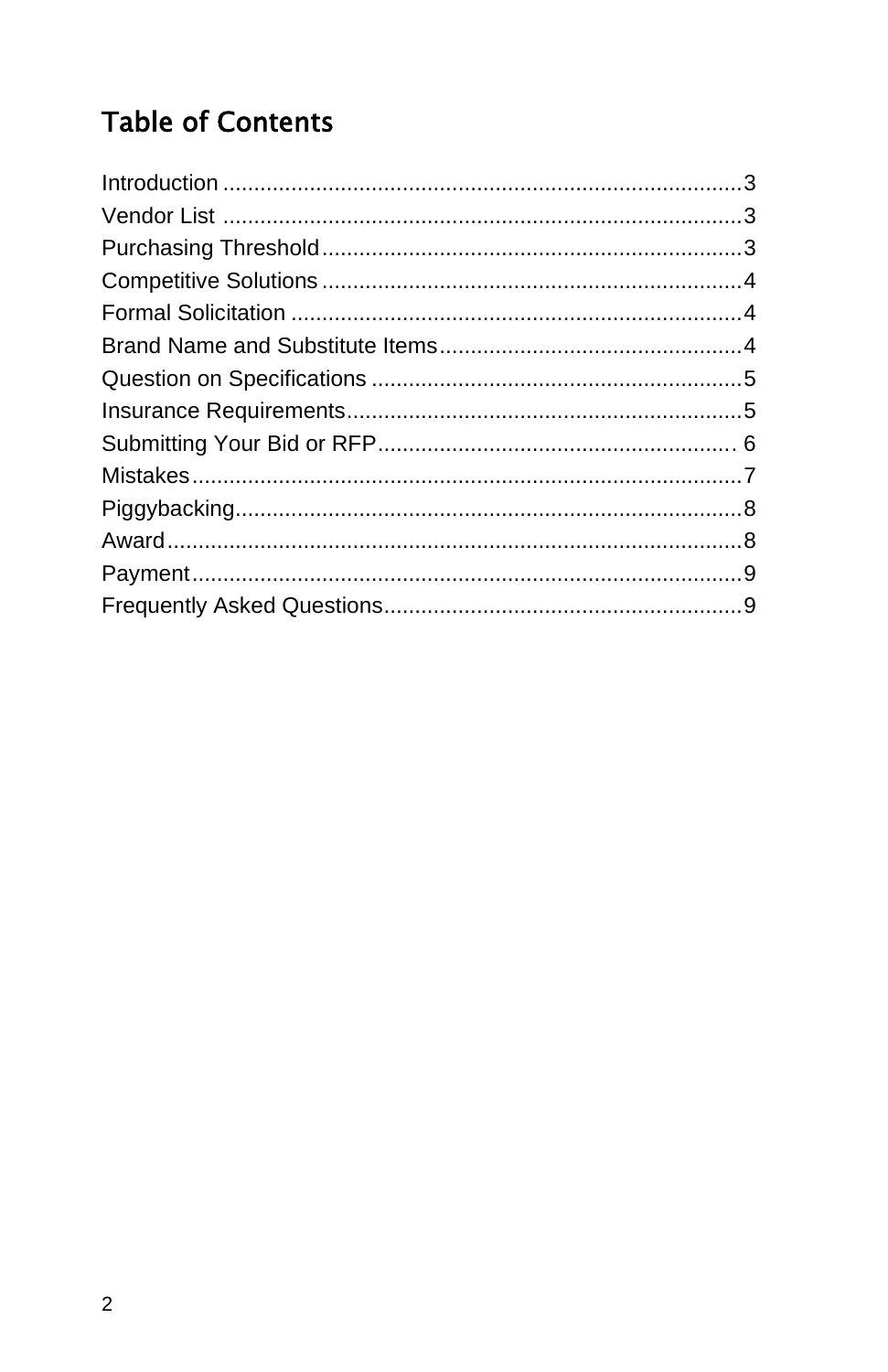## Table of Contents

Introduction ....................................................................................3
Vendor List ....................................................................................3
Purchasing Threshold....................................................................3
Competitive Solutions ....................................................................4
Formal Solicitation .........................................................................4
Brand Name and Substitute Items.................................................4
Question on Specifications ............................................................5
Insurance Requirements................................................................5
Submitting Your Bid or RFP.......................................................... 6
Mistakes.........................................................................................7
Piggybacking..................................................................................8
Award.............................................................................................8
Payment.........................................................................................9
Frequently Asked Questions..........................................................9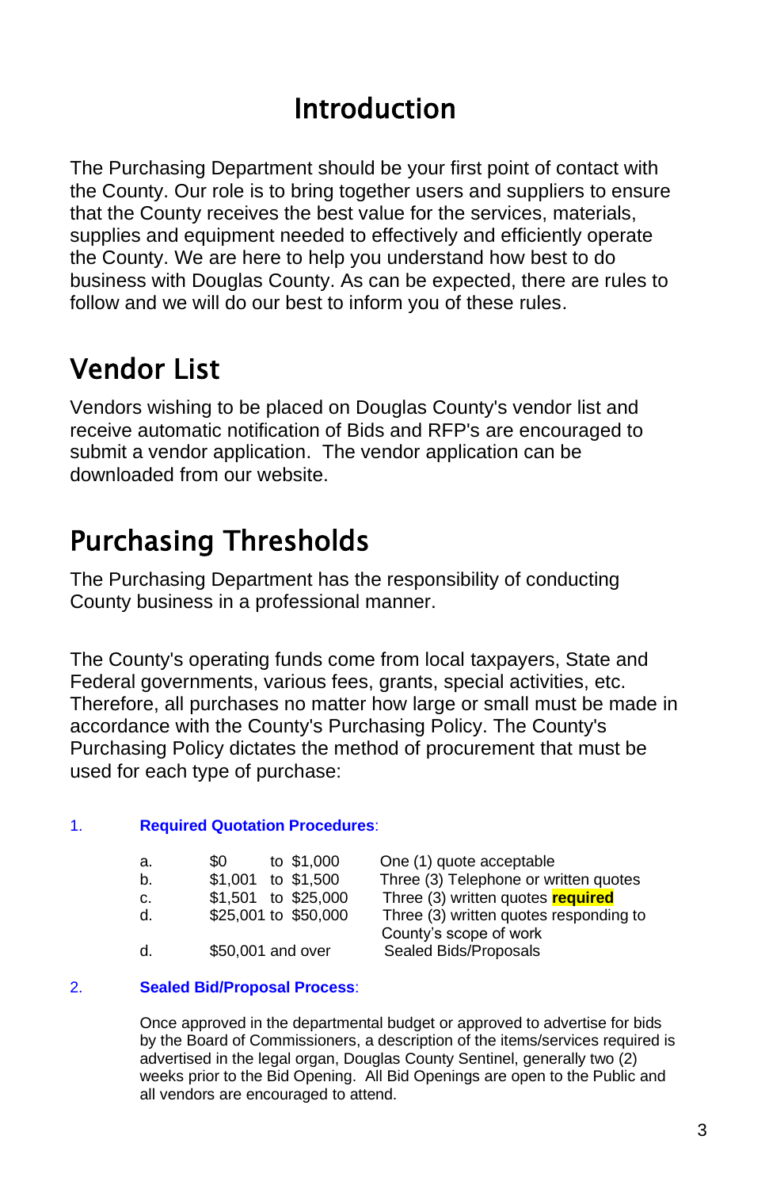# Introduction

The Purchasing Department should be your first point of contact with the County. Our role is to bring together users and suppliers to ensure that the County receives the best value for the services, materials, supplies and equipment needed to effectively and efficiently operate the County. We are here to help you understand how best to do business with Douglas County. As can be expected, there are rules to follow and we will do our best to inform you of these rules.

# Vendor List

Vendors wishing to be placed on Douglas County's vendor list and receive automatic notification of Bids and RFP's are encouraged to submit a vendor application. The vendor application can be downloaded from our website.

# Purchasing Thresholds

The Purchasing Department has the responsibility of conducting County business in a professional manner.

The County's operating funds come from local taxpayers, State and Federal governments, various fees, grants, special activities, etc. Therefore, all purchases no matter how large or small must be made in accordance with the County's Purchasing Policy. The County's Purchasing Policy dictates the method of procurement that must be used for each type of purchase:

1. **Required Quotation Procedures**:

| | Amount | Requirement |
|---|---|---|
| a. | $0 to $1,000 | One (1) quote acceptable |
| b. | $1,001 to $1,500 | Three (3) Telephone or written quotes |
| c. | $1,501 to $25,000 | Three (3) written quotes **required** |
| d. | $25,001 to $50,000 | Three (3) written quotes responding to County's scope of work |
| d. | $50,001 and over | Sealed Bids/Proposals |

2. **Sealed Bid/Proposal Process**:

   Once approved in the departmental budget or approved to advertise for bids by the Board of Commissioners, a description of the items/services required is advertised in the legal organ, Douglas County Sentinel, generally two (2) weeks prior to the Bid Opening. All Bid Openings are open to the Public and all vendors are encouraged to attend.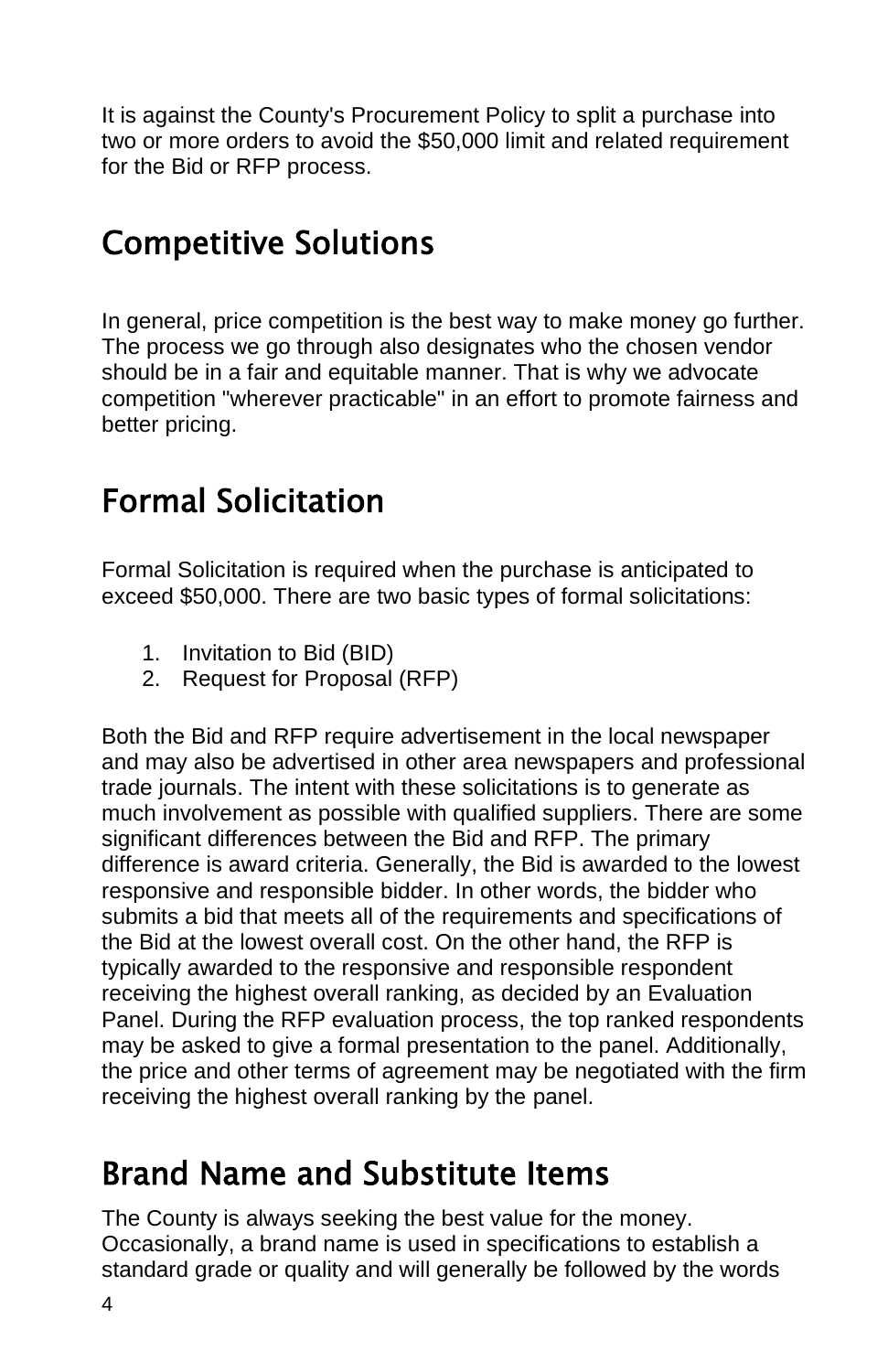It is against the County's Procurement Policy to split a purchase into two or more orders to avoid the $50,000 limit and related requirement for the Bid or RFP process.

## Competitive Solutions

In general, price competition is the best way to make money go further. The process we go through also designates who the chosen vendor should be in a fair and equitable manner. That is why we advocate competition "wherever practicable" in an effort to promote fairness and better pricing.

## Formal Solicitation

Formal Solicitation is required when the purchase is anticipated to exceed $50,000. There are two basic types of formal solicitations:

1. Invitation to Bid (BID)
2. Request for Proposal (RFP)

Both the Bid and RFP require advertisement in the local newspaper and may also be advertised in other area newspapers and professional trade journals. The intent with these solicitations is to generate as much involvement as possible with qualified suppliers. There are some significant differences between the Bid and RFP. The primary difference is award criteria. Generally, the Bid is awarded to the lowest responsive and responsible bidder. In other words, the bidder who submits a bid that meets all of the requirements and specifications of the Bid at the lowest overall cost. On the other hand, the RFP is typically awarded to the responsive and responsible respondent receiving the highest overall ranking, as decided by an Evaluation Panel. During the RFP evaluation process, the top ranked respondents may be asked to give a formal presentation to the panel. Additionally, the price and other terms of agreement may be negotiated with the firm receiving the highest overall ranking by the panel.

## Brand Name and Substitute Items

The County is always seeking the best value for the money. Occasionally, a brand name is used in specifications to establish a standard grade or quality and will generally be followed by the words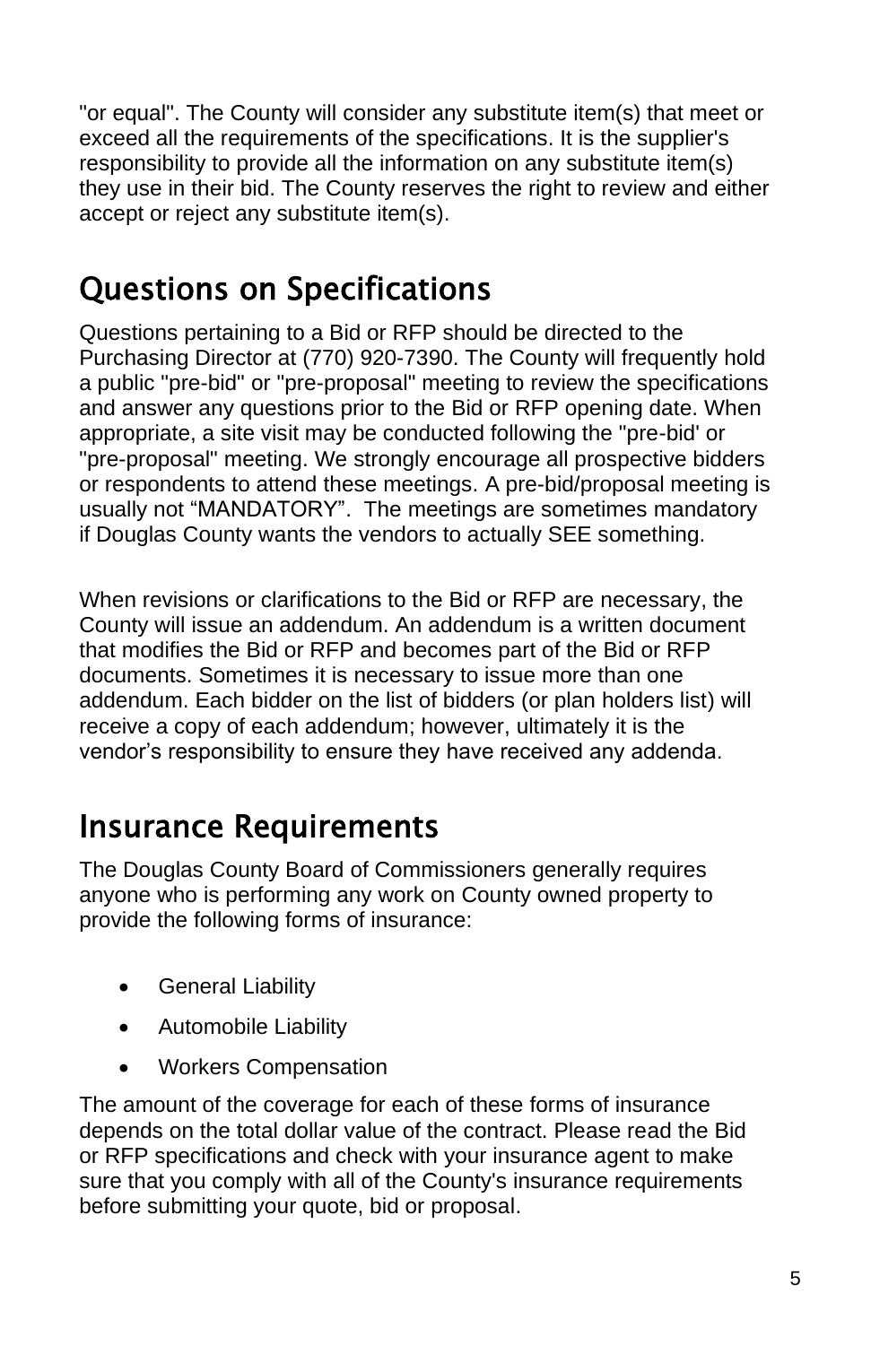"or equal". The County will consider any substitute item(s) that meet or exceed all the requirements of the specifications. It is the supplier's responsibility to provide all the information on any substitute item(s) they use in their bid. The County reserves the right to review and either accept or reject any substitute item(s).

## Questions on Specifications

Questions pertaining to a Bid or RFP should be directed to the Purchasing Director at (770) 920-7390. The County will frequently hold a public "pre-bid" or "pre-proposal" meeting to review the specifications and answer any questions prior to the Bid or RFP opening date. When appropriate, a site visit may be conducted following the "pre-bid' or "pre-proposal" meeting. We strongly encourage all prospective bidders or respondents to attend these meetings. A pre-bid/proposal meeting is usually not "MANDATORY". The meetings are sometimes mandatory if Douglas County wants the vendors to actually SEE something.

When revisions or clarifications to the Bid or RFP are necessary, the County will issue an addendum. An addendum is a written document that modifies the Bid or RFP and becomes part of the Bid or RFP documents. Sometimes it is necessary to issue more than one addendum. Each bidder on the list of bidders (or plan holders list) will receive a copy of each addendum; however, ultimately it is the vendor's responsibility to ensure they have received any addenda.

## Insurance Requirements

The Douglas County Board of Commissioners generally requires anyone who is performing any work on County owned property to provide the following forms of insurance:

- General Liability
- Automobile Liability
- Workers Compensation

The amount of the coverage for each of these forms of insurance depends on the total dollar value of the contract. Please read the Bid or RFP specifications and check with your insurance agent to make sure that you comply with all of the County's insurance requirements before submitting your quote, bid or proposal.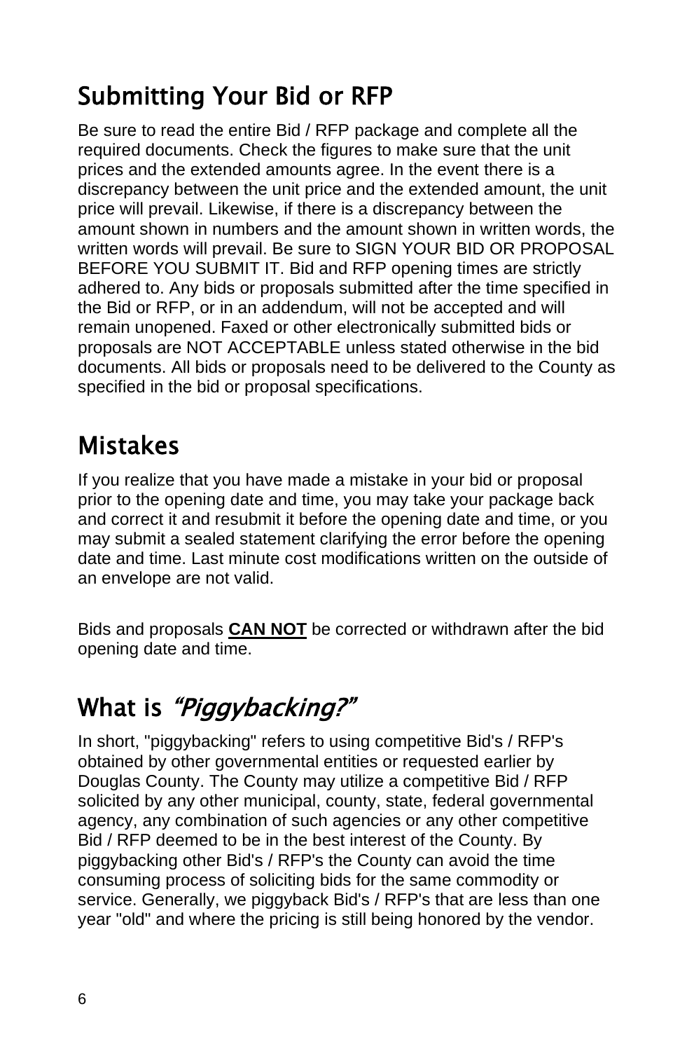## Submitting Your Bid or RFP

Be sure to read the entire Bid / RFP package and complete all the required documents. Check the figures to make sure that the unit prices and the extended amounts agree. In the event there is a discrepancy between the unit price and the extended amount, the unit price will prevail. Likewise, if there is a discrepancy between the amount shown in numbers and the amount shown in written words, the written words will prevail. Be sure to SIGN YOUR BID OR PROPOSAL BEFORE YOU SUBMIT IT. Bid and RFP opening times are strictly adhered to. Any bids or proposals submitted after the time specified in the Bid or RFP, or in an addendum, will not be accepted and will remain unopened. Faxed or other electronically submitted bids or proposals are NOT ACCEPTABLE unless stated otherwise in the bid documents. All bids or proposals need to be delivered to the County as specified in the bid or proposal specifications.

## Mistakes

If you realize that you have made a mistake in your bid or proposal prior to the opening date and time, you may take your package back and correct it and resubmit it before the opening date and time, or you may submit a sealed statement clarifying the error before the opening date and time. Last minute cost modifications written on the outside of an envelope are not valid.

Bids and proposals **CAN NOT** be corrected or withdrawn after the bid opening date and time.

## What is *"Piggybacking?"*

In short, "piggybacking" refers to using competitive Bid's / RFP's obtained by other governmental entities or requested earlier by Douglas County. The County may utilize a competitive Bid / RFP solicited by any other municipal, county, state, federal governmental agency, any combination of such agencies or any other competitive Bid / RFP deemed to be in the best interest of the County. By piggybacking other Bid's / RFP's the County can avoid the time consuming process of soliciting bids for the same commodity or service. Generally, we piggyback Bid's / RFP's that are less than one year "old" and where the pricing is still being honored by the vendor.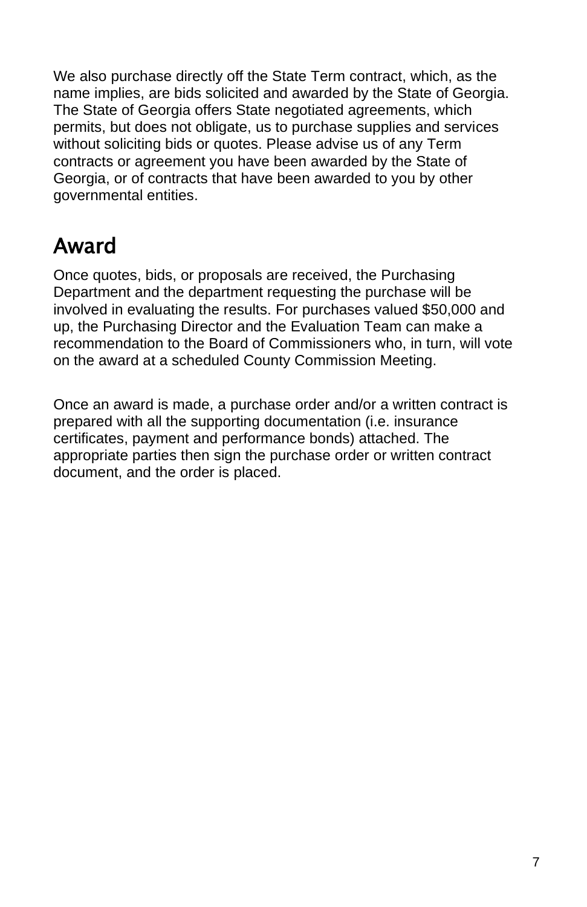We also purchase directly off the State Term contract, which, as the name implies, are bids solicited and awarded by the State of Georgia. The State of Georgia offers State negotiated agreements, which permits, but does not obligate, us to purchase supplies and services without soliciting bids or quotes. Please advise us of any Term contracts or agreement you have been awarded by the State of Georgia, or of contracts that have been awarded to you by other governmental entities.

## Award

Once quotes, bids, or proposals are received, the Purchasing Department and the department requesting the purchase will be involved in evaluating the results. For purchases valued $50,000 and up, the Purchasing Director and the Evaluation Team can make a recommendation to the Board of Commissioners who, in turn, will vote on the award at a scheduled County Commission Meeting.

Once an award is made, a purchase order and/or a written contract is prepared with all the supporting documentation (i.e. insurance certificates, payment and performance bonds) attached. The appropriate parties then sign the purchase order or written contract document, and the order is placed.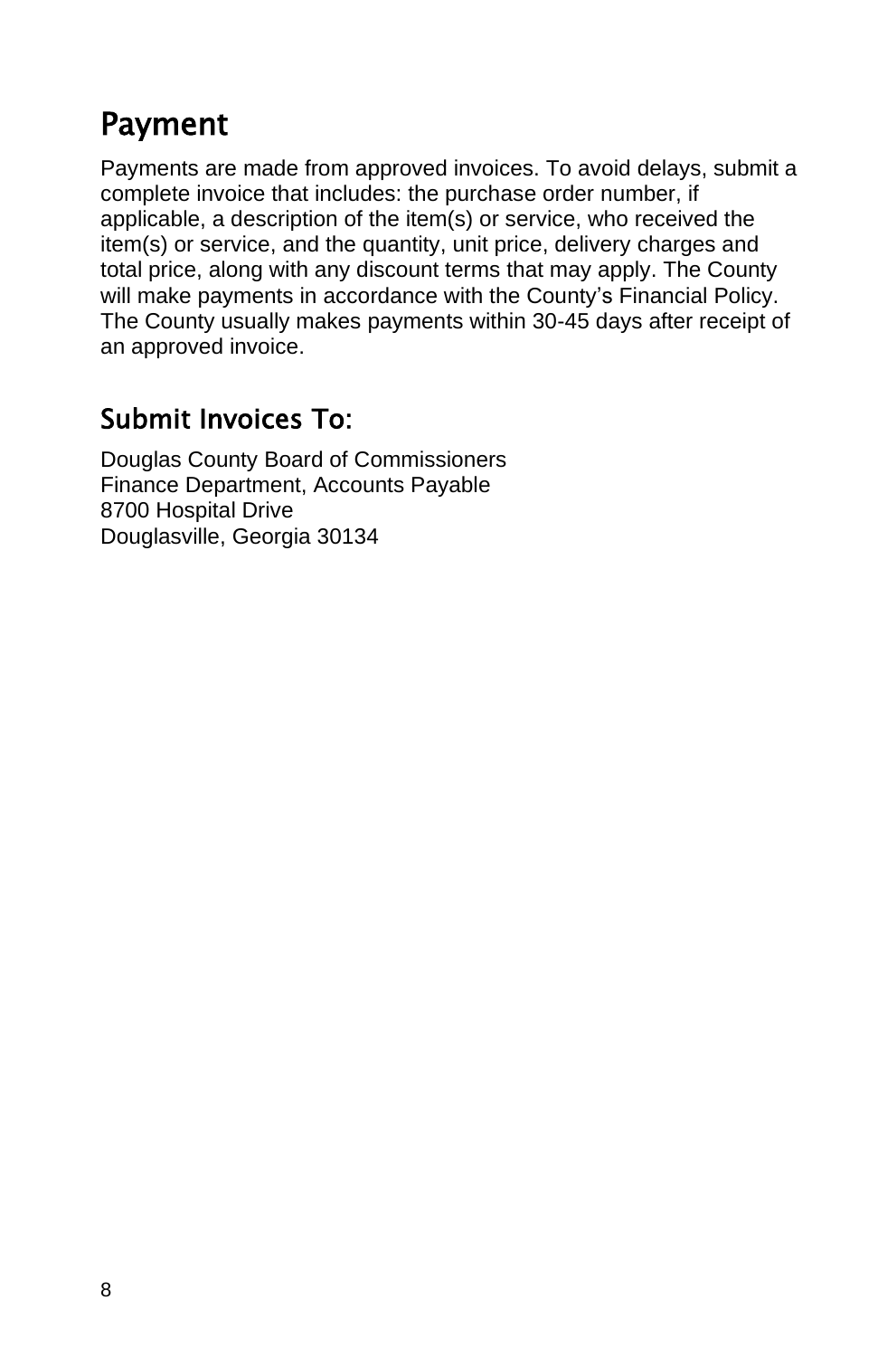## Payment

Payments are made from approved invoices. To avoid delays, submit a complete invoice that includes: the purchase order number, if applicable, a description of the item(s) or service, who received the item(s) or service, and the quantity, unit price, delivery charges and total price, along with any discount terms that may apply. The County will make payments in accordance with the County's Financial Policy. The County usually makes payments within 30-45 days after receipt of an approved invoice.

## Submit Invoices To:

Douglas County Board of Commissioners
Finance Department, Accounts Payable
8700 Hospital Drive
Douglasville, Georgia 30134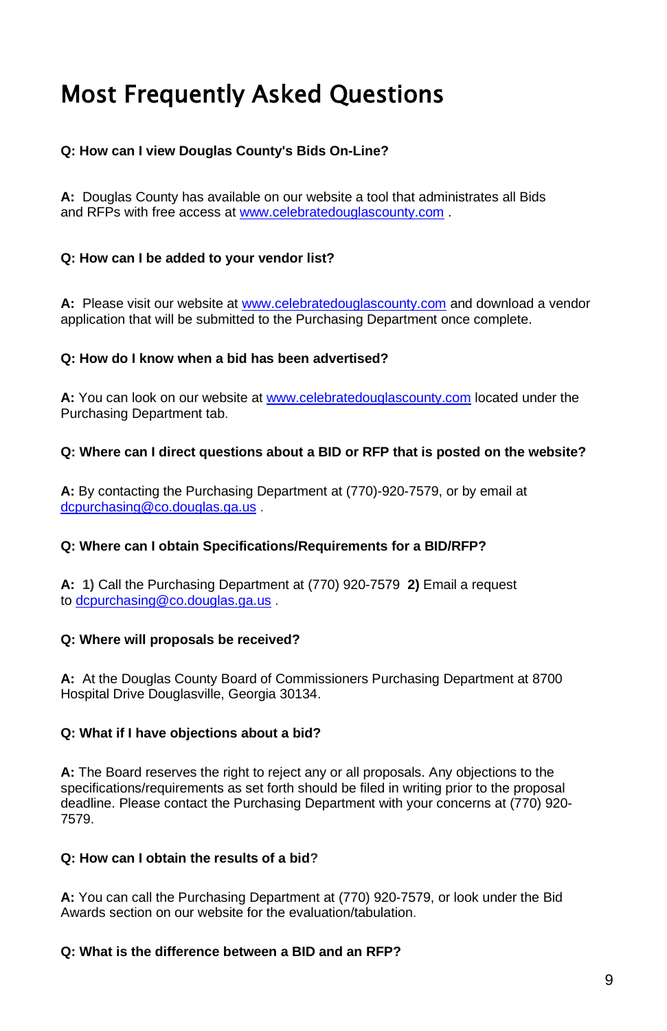# Most Frequently Asked Questions

**Q: How can I view Douglas County's Bids On-Line?**

**A:** Douglas County has available on our website a tool that administrates all Bids and RFPs with free access at www.celebratedouglascounty.com .

**Q: How can I be added to your vendor list?**

**A:** Please visit our website at www.celebratedouglascounty.com and download a vendor application that will be submitted to the Purchasing Department once complete.

**Q: How do I know when a bid has been advertised?**

**A:** You can look on our website at www.celebratedouglascounty.com located under the Purchasing Department tab.

**Q: Where can I direct questions about a BID or RFP that is posted on the website?**

**A:** By contacting the Purchasing Department at (770)-920-7579, or by email at dcpurchasing@co.douglas.ga.us .

**Q: Where can I obtain Specifications/Requirements for a BID/RFP?**

**A: 1)** Call the Purchasing Department at (770) 920-7579 **2)** Email a request to dcpurchasing@co.douglas.ga.us .

**Q: Where will proposals be received?**

**A:** At the Douglas County Board of Commissioners Purchasing Department at 8700 Hospital Drive Douglasville, Georgia 30134.

**Q: What if I have objections about a bid?**

**A:** The Board reserves the right to reject any or all proposals. Any objections to the specifications/requirements as set forth should be filed in writing prior to the proposal deadline. Please contact the Purchasing Department with your concerns at (770) 920-7579.

**Q: How can I obtain the results of a bid?**

**A:** You can call the Purchasing Department at (770) 920-7579, or look under the Bid Awards section on our website for the evaluation/tabulation.

**Q: What is the difference between a BID and an RFP?**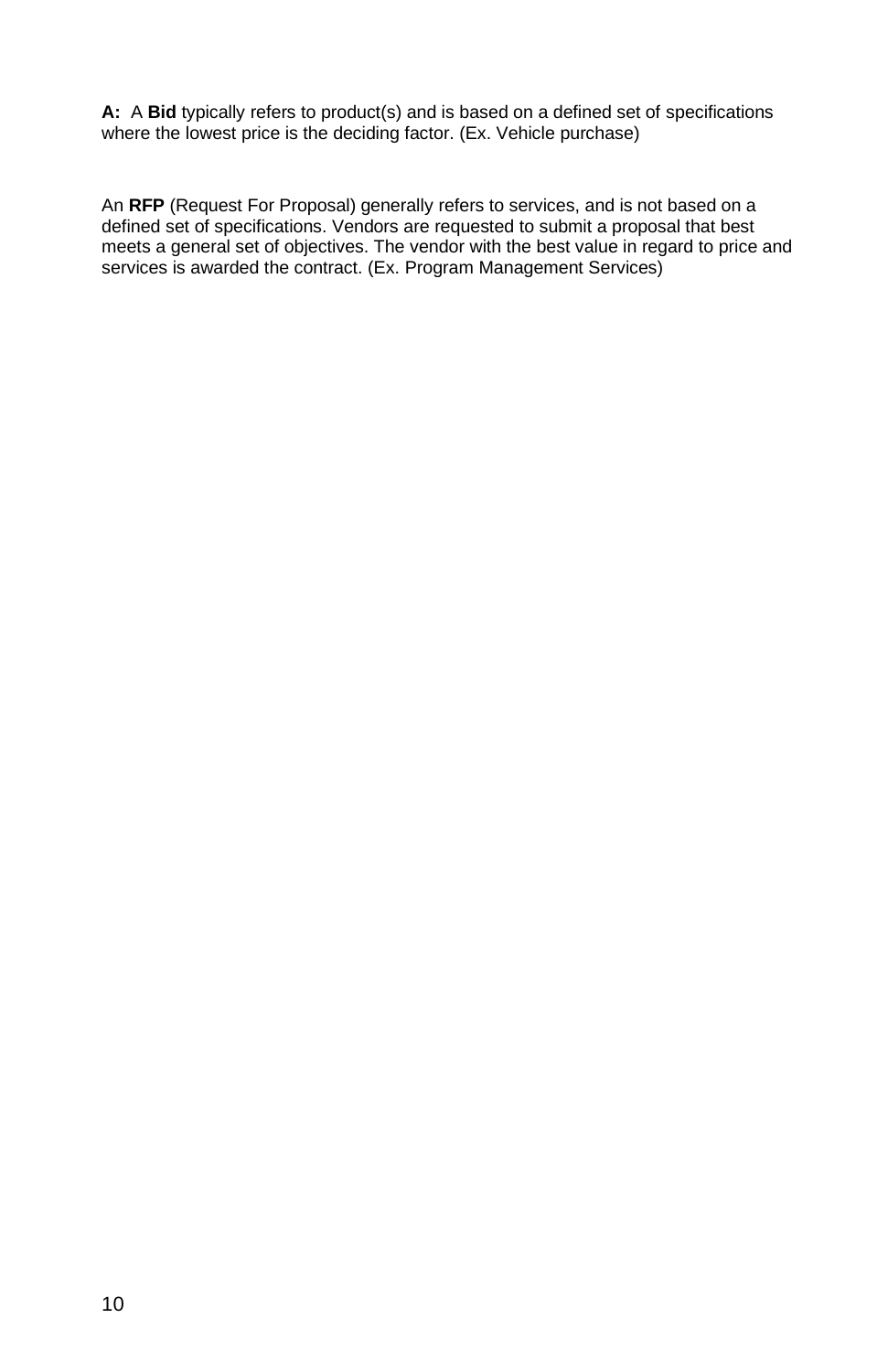**A:** A **Bid** typically refers to product(s) and is based on a defined set of specifications where the lowest price is the deciding factor. (Ex. Vehicle purchase)

An **RFP** (Request For Proposal) generally refers to services, and is not based on a defined set of specifications. Vendors are requested to submit a proposal that best meets a general set of objectives. The vendor with the best value in regard to price and services is awarded the contract. (Ex. Program Management Services)